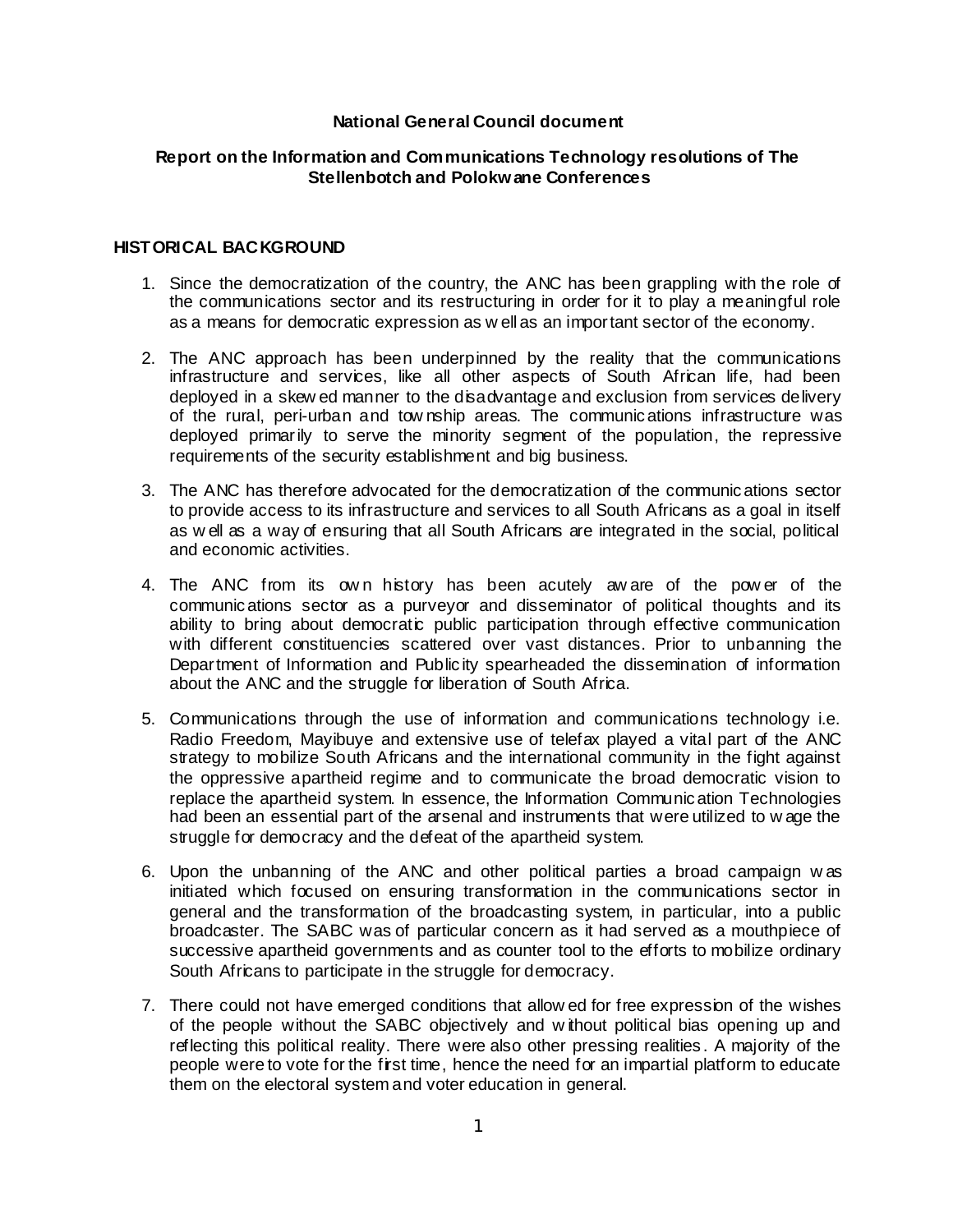**National General Council document**

**Report on the Information and Communications Technology resolutions of The Stellenbotch and Polokwane Conferences**

## HISTORICAL BACKGROUND

1. Since the democratization of the country, the ANC has been grappling with the role of the communications sector and its restructuring in order for it to play a meaningful role as a means for democratic expression as well as an important sector of the economy.

2. The ANC approach has been underpinned by the reality that the communications infrastructure and services, like all other aspects of South African life, had been deployed in a skewed manner to the disadvantage and exclusion from services delivery of the rural, peri-urban and township areas. The communications infrastructure was deployed primarily to serve the minority segment of the population, the repressive requirements of the security establishment and big business.

3. The ANC has therefore advocated for the democratization of the communications sector to provide access to its infrastructure and services to all South Africans as a goal in itself as well as a way of ensuring that all South Africans are integrated in the social, political and economic activities.

4. The ANC from its own history has been acutely aware of the power of the communications sector as a purveyor and disseminator of political thoughts and its ability to bring about democratic public participation through effective communication with different constituencies scattered over vast distances. Prior to unbanning the Department of Information and Publicity spearheaded the dissemination of information about the ANC and the struggle for liberation of South Africa.

5. Communications through the use of information and communications technology i.e. Radio Freedom, Mayibuye and extensive use of telefax played a vital part of the ANC strategy to mobilize South Africans and the international community in the fight against the oppressive apartheid regime and to communicate the broad democratic vision to replace the apartheid system. In essence, the Information Communication Technologies had been an essential part of the arsenal and instruments that were utilized to wage the struggle for democracy and the defeat of the apartheid system.

6. Upon the unbanning of the ANC and other political parties a broad campaign was initiated which focused on ensuring transformation in the communications sector in general and the transformation of the broadcasting system, in particular, into a public broadcaster. The SABC was of particular concern as it had served as a mouthpiece of successive apartheid governments and as counter tool to the efforts to mobilize ordinary South Africans to participate in the struggle for democracy.

7. There could not have emerged conditions that allowed for free expression of the wishes of the people without the SABC objectively and without political bias opening up and reflecting this political reality. There were also other pressing realities. A majority of the people were to vote for the first time, hence the need for an impartial platform to educate them on the electoral system and voter education in general.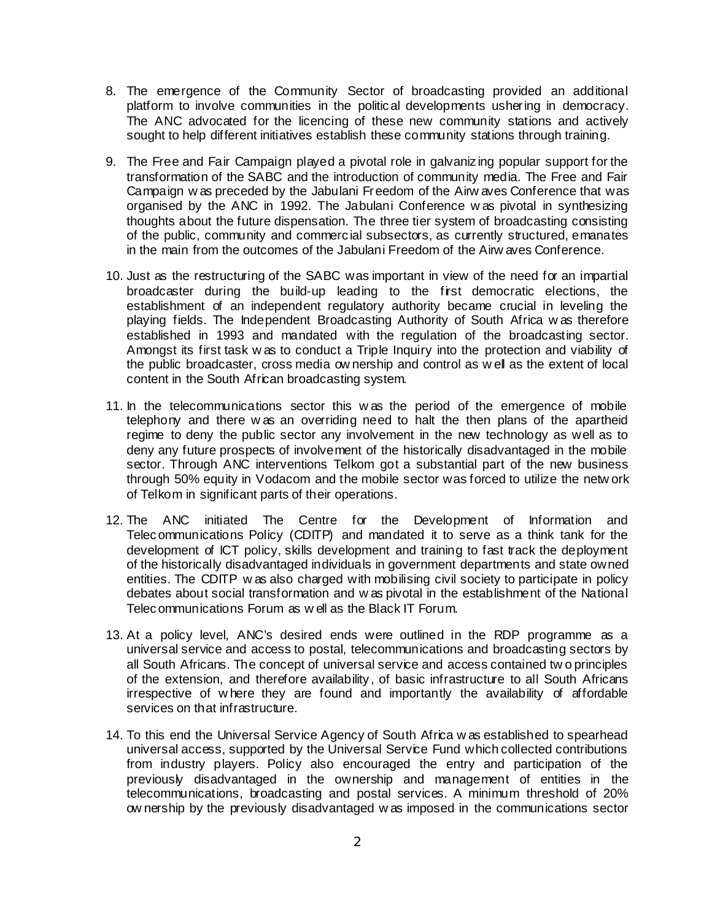8. The emergence of the Community Sector of broadcasting provided an additional platform to involve communities in the political developments ushering in democracy. The ANC advocated for the licencing of these new community stations and actively sought to help different initiatives establish these community stations through training.

9. The Free and Fair Campaign played a pivotal role in galvanizing popular support for the transformation of the SABC and the introduction of community media. The Free and Fair Campaign was preceded by the Jabulani Freedom of the Airwaves Conference that was organised by the ANC in 1992. The Jabulani Conference was pivotal in synthesizing thoughts about the future dispensation. The three tier system of broadcasting consisting of the public, community and commercial subsectors, as currently structured, emanates in the main from the outcomes of the Jabulani Freedom of the Airwaves Conference.

10. Just as the restructuring of the SABC was important in view of the need for an impartial broadcaster during the build-up leading to the first democratic elections, the establishment of an independent regulatory authority became crucial in leveling the playing fields. The Independent Broadcasting Authority of South Africa was therefore established in 1993 and mandated with the regulation of the broadcasting sector. Amongst its first task was to conduct a Triple Inquiry into the protection and viability of the public broadcaster, cross media ownership and control as well as the extent of local content in the South African broadcasting system.

11. In the telecommunications sector this was the period of the emergence of mobile telephony and there was an overriding need to halt the then plans of the apartheid regime to deny the public sector any involvement in the new technology as well as to deny any future prospects of involvement of the historically disadvantaged in the mobile sector. Through ANC interventions Telkom got a substantial part of the new business through 50% equity in Vodacom and the mobile sector was forced to utilize the network of Telkom in significant parts of their operations.

12. The ANC initiated The Centre for the Development of Information and Telecommunications Policy (CDITP) and mandated it to serve as a think tank for the development of ICT policy, skills development and training to fast track the deployment of the historically disadvantaged individuals in government departments and state owned entities. The CDITP was also charged with mobilising civil society to participate in policy debates about social transformation and was pivotal in the establishment of the National Telecommunications Forum as well as the Black IT Forum.

13. At a policy level, ANC's desired ends were outlined in the RDP programme as a universal service and access to postal, telecommunications and broadcasting sectors by all South Africans. The concept of universal service and access contained two principles of the extension, and therefore availability, of basic infrastructure to all South Africans irrespective of where they are found and importantly the availability of affordable services on that infrastructure.

14. To this end the Universal Service Agency of South Africa was established to spearhead universal access, supported by the Universal Service Fund which collected contributions from industry players. Policy also encouraged the entry and participation of the previously disadvantaged in the ownership and management of entities in the telecommunications, broadcasting and postal services. A minimum threshold of 20% ownership by the previously disadvantaged was imposed in the communications sector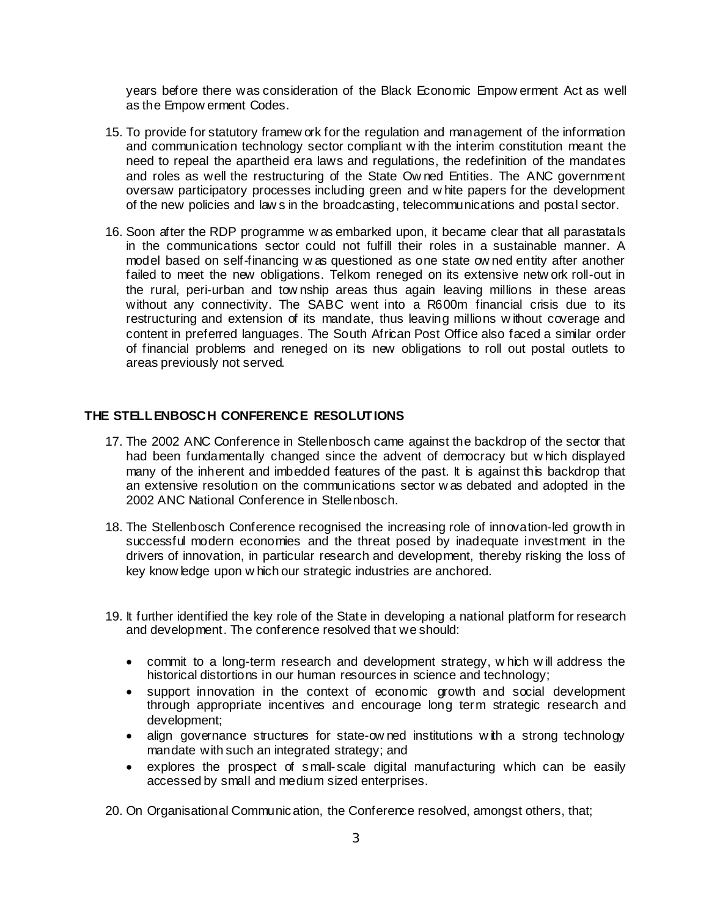years before there was consideration of the Black Economic Empowerment Act as well as the Empowerment Codes.

15. To provide for statutory framework for the regulation and management of the information and communication technology sector compliant with the interim constitution meant the need to repeal the apartheid era laws and regulations, the redefinition of the mandates and roles as well the restructuring of the State Owned Entities. The ANC government oversaw participatory processes including green and white papers for the development of the new policies and laws in the broadcasting, telecommunications and postal sector.

16. Soon after the RDP programme was embarked upon, it became clear that all parastatals in the communications sector could not fulfill their roles in a sustainable manner. A model based on self-financing was questioned as one state owned entity after another failed to meet the new obligations. Telkom reneged on its extensive network roll-out in the rural, peri-urban and township areas thus again leaving millions in these areas without any connectivity. The SABC went into a R600m financial crisis due to its restructuring and extension of its mandate, thus leaving millions without coverage and content in preferred languages. The South African Post Office also faced a similar order of financial problems and reneged on its new obligations to roll out postal outlets to areas previously not served.

## THE STELLENBOSCH CONFERENCE RESOLUTIONS

17. The 2002 ANC Conference in Stellenbosch came against the backdrop of the sector that had been fundamentally changed since the advent of democracy but which displayed many of the inherent and imbedded features of the past. It is against this backdrop that an extensive resolution on the communications sector was debated and adopted in the 2002 ANC National Conference in Stellenbosch.

18. The Stellenbosch Conference recognised the increasing role of innovation-led growth in successful modern economies and the threat posed by inadequate investment in the drivers of innovation, in particular research and development, thereby risking the loss of key knowledge upon which our strategic industries are anchored.

19. It further identified the key role of the State in developing a national platform for research and development. The conference resolved that we should:

    - commit to a long-term research and development strategy, which will address the historical distortions in our human resources in science and technology;
    - support innovation in the context of economic growth and social development through appropriate incentives and encourage long term strategic research and development;
    - align governance structures for state-owned institutions with a strong technology mandate with such an integrated strategy; and
    - explores the prospect of small-scale digital manufacturing which can be easily accessed by small and medium sized enterprises.

20. On Organisational Communication, the Conference resolved, amongst others, that;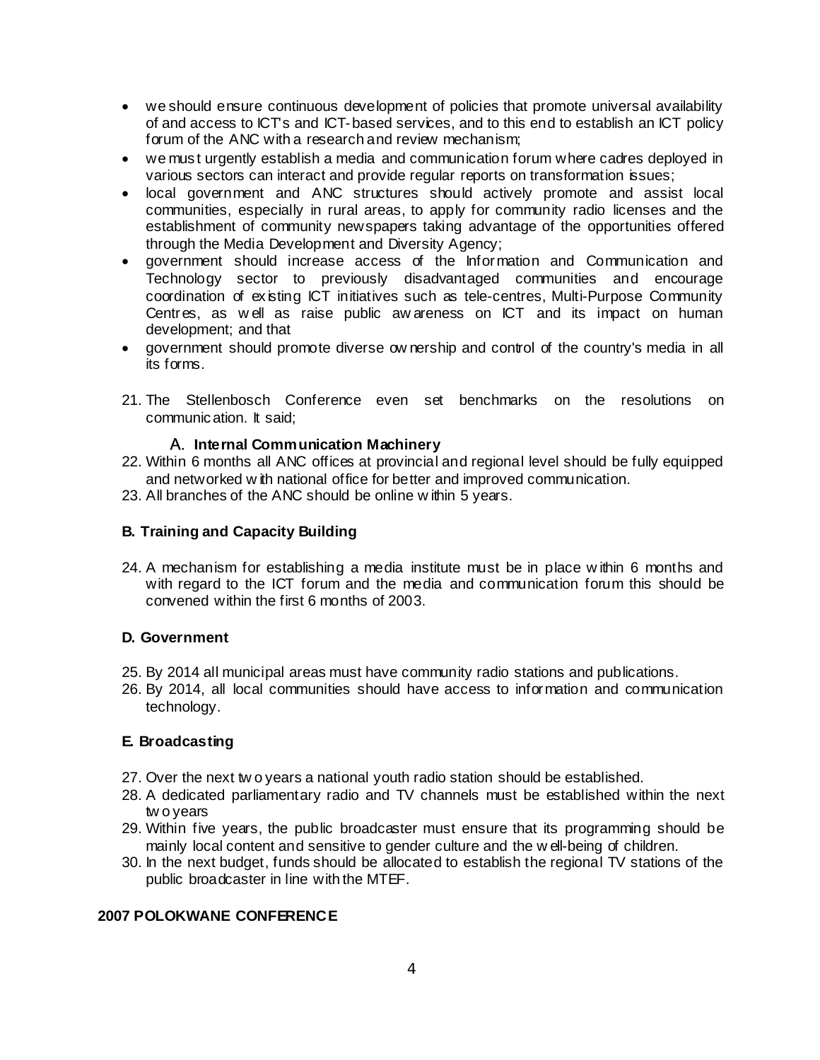- we should ensure continuous development of policies that promote universal availability of and access to ICT's and ICT-based services, and to this end to establish an ICT policy forum of the ANC with a research and review mechanism;
- we must urgently establish a media and communication forum where cadres deployed in various sectors can interact and provide regular reports on transformation issues;
- local government and ANC structures should actively promote and assist local communities, especially in rural areas, to apply for community radio licenses and the establishment of community newspapers taking advantage of the opportunities offered through the Media Development and Diversity Agency;
- government should increase access of the Information and Communication and Technology sector to previously disadvantaged communities and encourage coordination of existing ICT initiatives such as tele-centres, Multi-Purpose Community Centres, as well as raise public awareness on ICT and its impact on human development; and that
- government should promote diverse ownership and control of the country's media in all its forms.

21. The Stellenbosch Conference even set benchmarks on the resolutions on communication. It said;

### A. Internal Communication Machinery

22. Within 6 months all ANC offices at provincial and regional level should be fully equipped and networked with national office for better and improved communication.
23. All branches of the ANC should be online within 5 years.

### B. Training and Capacity Building

24. A mechanism for establishing a media institute must be in place within 6 months and with regard to the ICT forum and the media and communication forum this should be convened within the first 6 months of 2003.

### D. Government

25. By 2014 all municipal areas must have community radio stations and publications.
26. By 2014, all local communities should have access to information and communication technology.

### E. Broadcasting

27. Over the next two years a national youth radio station should be established.
28. A dedicated parliamentary radio and TV channels must be established within the next two years
29. Within five years, the public broadcaster must ensure that its programming should be mainly local content and sensitive to gender culture and the well-being of children.
30. In the next budget, funds should be allocated to establish the regional TV stations of the public broadcaster in line with the MTEF.

## 2007 POLOKWANE CONFERENCE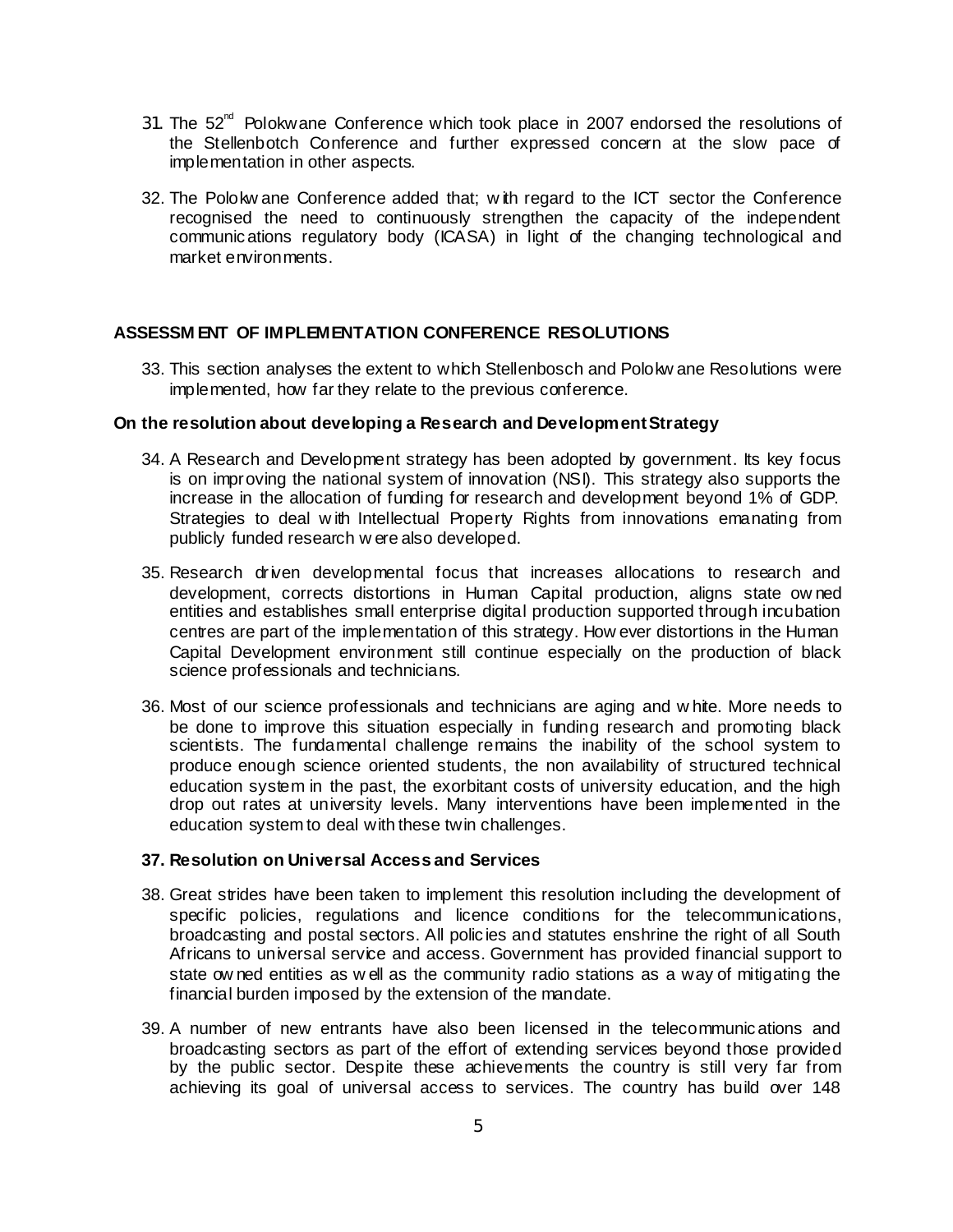31. The 52nd Polokwane Conference which took place in 2007 endorsed the resolutions of the Stellenbotch Conference and further expressed concern at the slow pace of implementation in other aspects.

32. The Polokwane Conference added that; with regard to the ICT sector the Conference recognised the need to continuously strengthen the capacity of the independent communications regulatory body (ICASA) in light of the changing technological and market environments.

## ASSESSMENT OF IMPLEMENTATION CONFERENCE RESOLUTIONS

33. This section analyses the extent to which Stellenbosch and Polokwane Resolutions were implemented, how far they relate to the previous conference.

### On the resolution about developing a Research and Development Strategy

34. A Research and Development strategy has been adopted by government. Its key focus is on improving the national system of innovation (NSI). This strategy also supports the increase in the allocation of funding for research and development beyond 1% of GDP. Strategies to deal with Intellectual Property Rights from innovations emanating from publicly funded research were also developed.

35. Research driven developmental focus that increases allocations to research and development, corrects distortions in Human Capital production, aligns state owned entities and establishes small enterprise digital production supported through incubation centres are part of the implementation of this strategy. However distortions in the Human Capital Development environment still continue especially on the production of black science professionals and technicians.

36. Most of our science professionals and technicians are aging and white. More needs to be done to improve this situation especially in funding research and promoting black scientists. The fundamental challenge remains the inability of the school system to produce enough science oriented students, the non availability of structured technical education system in the past, the exorbitant costs of university education, and the high drop out rates at university levels. Many interventions have been implemented in the education system to deal with these twin challenges.

### 37. Resolution on Universal Access and Services

38. Great strides have been taken to implement this resolution including the development of specific policies, regulations and licence conditions for the telecommunications, broadcasting and postal sectors. All policies and statutes enshrine the right of all South Africans to universal service and access. Government has provided financial support to state owned entities as well as the community radio stations as a way of mitigating the financial burden imposed by the extension of the mandate.

39. A number of new entrants have also been licensed in the telecommunications and broadcasting sectors as part of the effort of extending services beyond those provided by the public sector. Despite these achievements the country is still very far from achieving its goal of universal access to services. The country has build over 148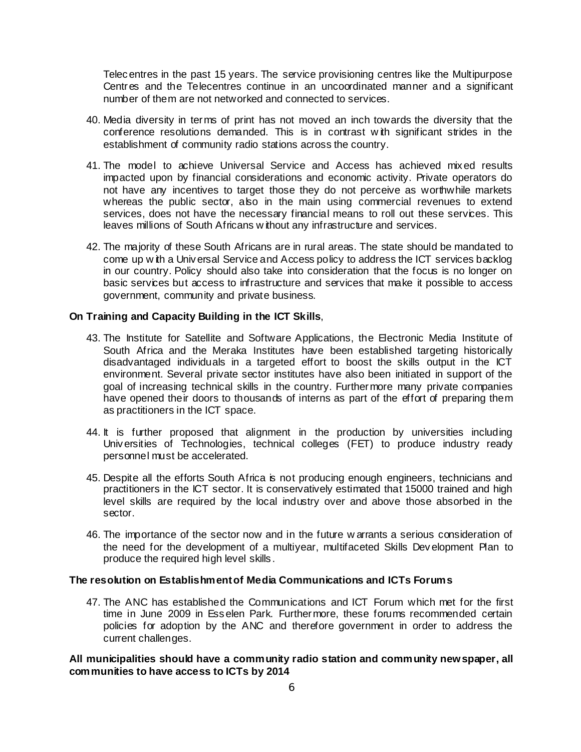Telecentres in the past 15 years. The service provisioning centres like the Multipurpose Centres and the Telecentres continue in an uncoordinated manner and a significant number of them are not networked and connected to services.

40. Media diversity in terms of print has not moved an inch towards the diversity that the conference resolutions demanded. This is in contrast with significant strides in the establishment of community radio stations across the country.

41. The model to achieve Universal Service and Access has achieved mixed results impacted upon by financial considerations and economic activity. Private operators do not have any incentives to target those they do not perceive as worthwhile markets whereas the public sector, also in the main using commercial revenues to extend services, does not have the necessary financial means to roll out these services. This leaves millions of South Africans without any infrastructure and services.

42. The majority of these South Africans are in rural areas. The state should be mandated to come up with a Universal Service and Access policy to address the ICT services backlog in our country. Policy should also take into consideration that the focus is no longer on basic services but access to infrastructure and services that make it possible to access government, community and private business.

**On Training and Capacity Building in the ICT Skills**,

43. The Institute for Satellite and Software Applications, the Electronic Media Institute of South Africa and the Meraka Institutes have been established targeting historically disadvantaged individuals in a targeted effort to boost the skills output in the ICT environment. Several private sector institutes have also been initiated in support of the goal of increasing technical skills in the country. Furthermore many private companies have opened their doors to thousands of interns as part of the effort of preparing them as practitioners in the ICT space.

44. It is further proposed that alignment in the production by universities including Universities of Technologies, technical colleges (FET) to produce industry ready personnel must be accelerated.

45. Despite all the efforts South Africa is not producing enough engineers, technicians and practitioners in the ICT sector. It is conservatively estimated that 15000 trained and high level skills are required by the local industry over and above those absorbed in the sector.

46. The importance of the sector now and in the future warrants a serious consideration of the need for the development of a multiyear, multifaceted Skills Development Plan to produce the required high level skills.

**The resolution on Establishment of Media Communications and ICTs Forums**

47. The ANC has established the Communications and ICT Forum which met for the first time in June 2009 in Esselen Park. Furthermore, these forums recommended certain policies for adoption by the ANC and therefore government in order to address the current challenges.

**All municipalities should have a community radio station and community newspaper, all communities to have access to ICTs by 2014**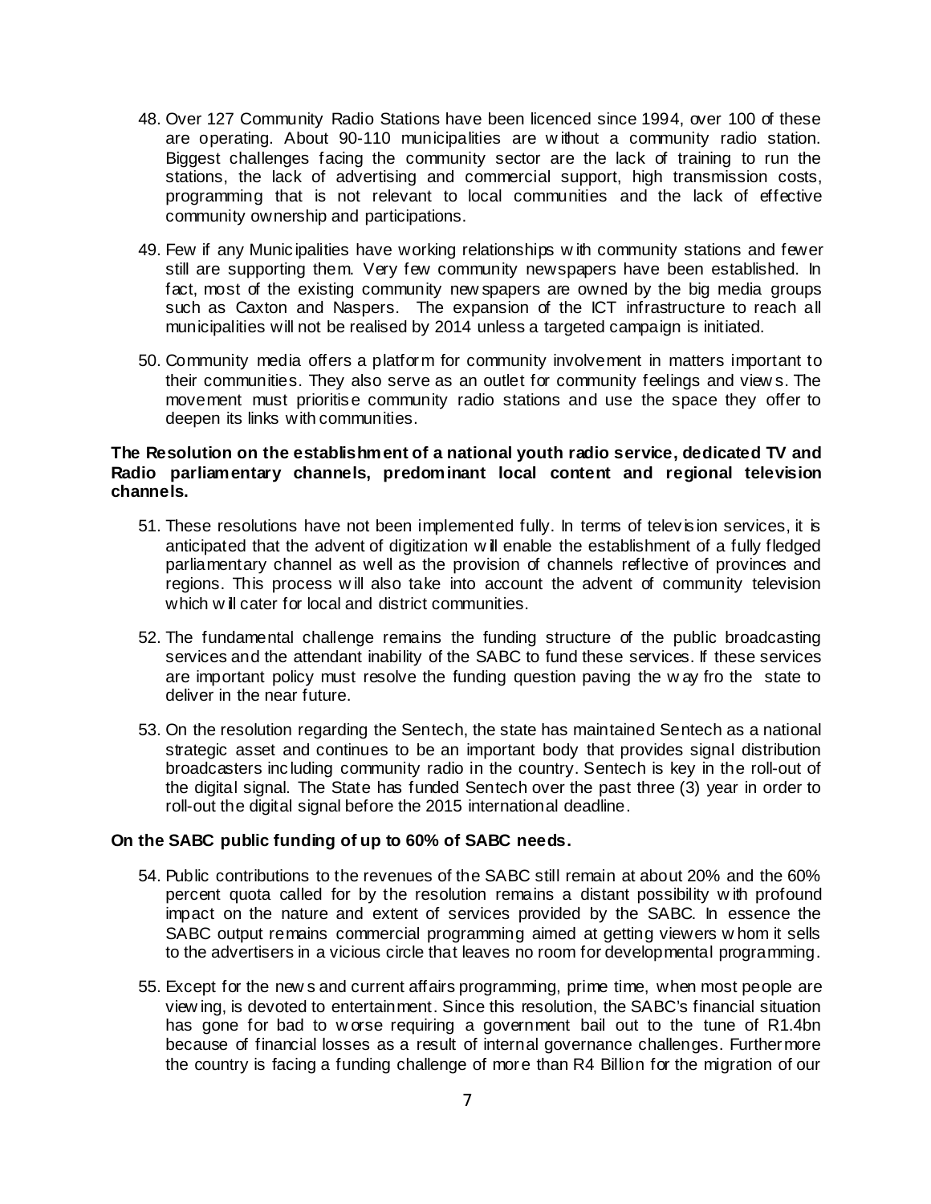48. Over 127 Community Radio Stations have been licenced since 1994, over 100 of these are operating. About 90-110 municipalities are without a community radio station. Biggest challenges facing the community sector are the lack of training to run the stations, the lack of advertising and commercial support, high transmission costs, programming that is not relevant to local communities and the lack of effective community ownership and participations.

49. Few if any Municipalities have working relationships with community stations and fewer still are supporting them. Very few community newspapers have been established. In fact, most of the existing community newspapers are owned by the big media groups such as Caxton and Naspers. The expansion of the ICT infrastructure to reach all municipalities will not be realised by 2014 unless a targeted campaign is initiated.

50. Community media offers a platform for community involvement in matters important to their communities. They also serve as an outlet for community feelings and views. The movement must prioritise community radio stations and use the space they offer to deepen its links with communities.

**The Resolution on the establishment of a national youth radio service, dedicated TV and Radio parliamentary channels, predominant local content and regional television channels.**

51. These resolutions have not been implemented fully. In terms of television services, it is anticipated that the advent of digitization will enable the establishment of a fully fledged parliamentary channel as well as the provision of channels reflective of provinces and regions. This process will also take into account the advent of community television which will cater for local and district communities.

52. The fundamental challenge remains the funding structure of the public broadcasting services and the attendant inability of the SABC to fund these services. If these services are important policy must resolve the funding question paving the way fro the state to deliver in the near future.

53. On the resolution regarding the Sentech, the state has maintained Sentech as a national strategic asset and continues to be an important body that provides signal distribution broadcasters including community radio in the country. Sentech is key in the roll-out of the digital signal. The State has funded Sentech over the past three (3) year in order to roll-out the digital signal before the 2015 international deadline.

**On the SABC public funding of up to 60% of SABC needs.**

54. Public contributions to the revenues of the SABC still remain at about 20% and the 60% percent quota called for by the resolution remains a distant possibility with profound impact on the nature and extent of services provided by the SABC. In essence the SABC output remains commercial programming aimed at getting viewers whom it sells to the advertisers in a vicious circle that leaves no room for developmental programming.

55. Except for the news and current affairs programming, prime time, when most people are viewing, is devoted to entertainment. Since this resolution, the SABC's financial situation has gone for bad to worse requiring a government bail out to the tune of R1.4bn because of financial losses as a result of internal governance challenges. Furthermore the country is facing a funding challenge of more than R4 Billion for the migration of our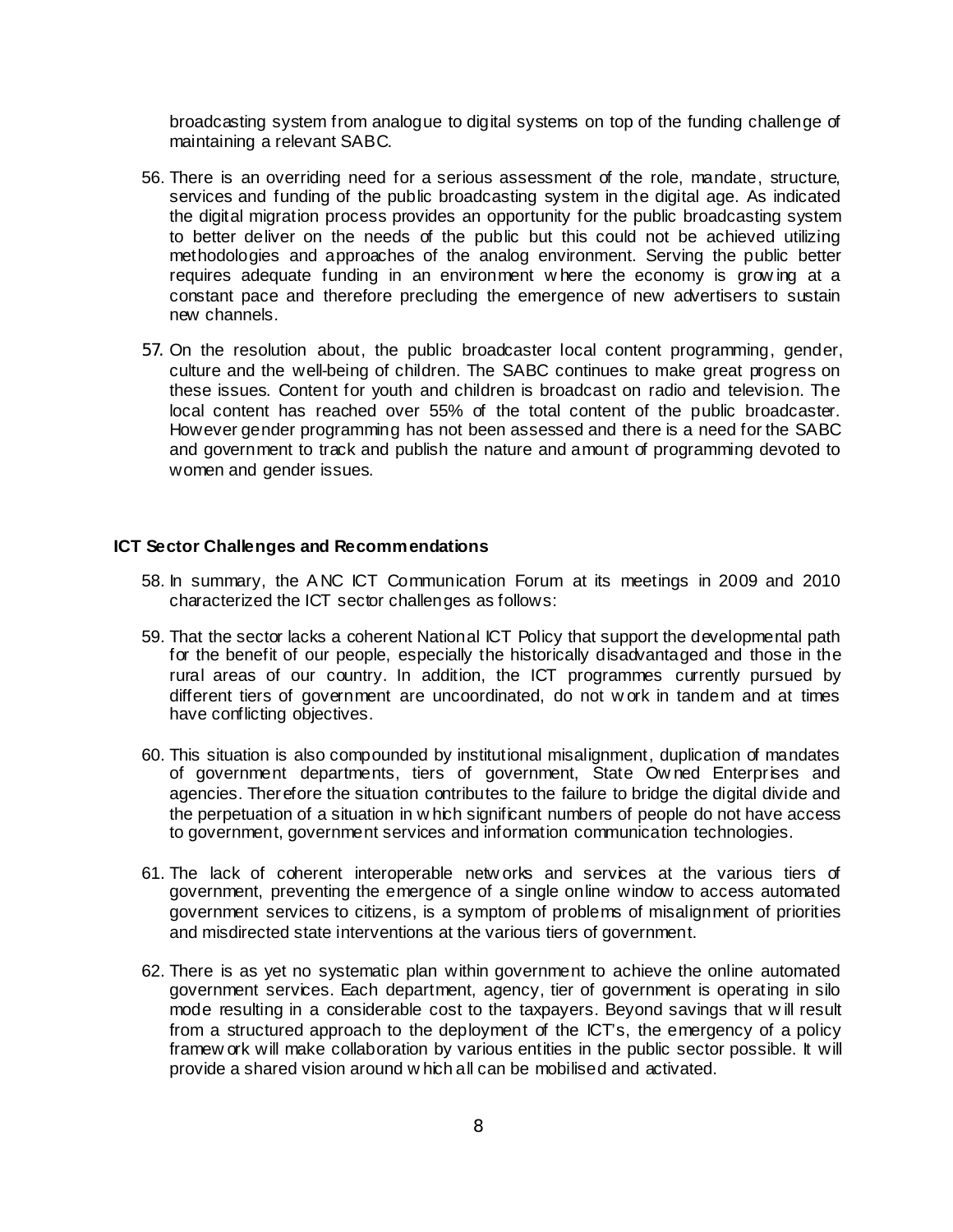broadcasting system from analogue to digital systems on top of the funding challenge of maintaining a relevant SABC.

56. There is an overriding need for a serious assessment of the role, mandate, structure, services and funding of the public broadcasting system in the digital age. As indicated the digital migration process provides an opportunity for the public broadcasting system to better deliver on the needs of the public but this could not be achieved utilizing methodologies and approaches of the analog environment. Serving the public better requires adequate funding in an environment where the economy is growing at a constant pace and therefore precluding the emergence of new advertisers to sustain new channels.

57. On the resolution about, the public broadcaster local content programming, gender, culture and the well-being of children. The SABC continues to make great progress on these issues. Content for youth and children is broadcast on radio and television. The local content has reached over 55% of the total content of the public broadcaster. However gender programming has not been assessed and there is a need for the SABC and government to track and publish the nature and amount of programming devoted to women and gender issues.

**ICT Sector Challenges and Recommendations**

58. In summary, the ANC ICT Communication Forum at its meetings in 2009 and 2010 characterized the ICT sector challenges as follows:

59. That the sector lacks a coherent National ICT Policy that support the developmental path for the benefit of our people, especially the historically disadvantaged and those in the rural areas of our country. In addition, the ICT programmes currently pursued by different tiers of government are uncoordinated, do not work in tandem and at times have conflicting objectives.

60. This situation is also compounded by institutional misalignment, duplication of mandates of government departments, tiers of government, State Owned Enterprises and agencies. Therefore the situation contributes to the failure to bridge the digital divide and the perpetuation of a situation in which significant numbers of people do not have access to government, government services and information communication technologies.

61. The lack of coherent interoperable networks and services at the various tiers of government, preventing the emergence of a single online window to access automated government services to citizens, is a symptom of problems of misalignment of priorities and misdirected state interventions at the various tiers of government.

62. There is as yet no systematic plan within government to achieve the online automated government services. Each department, agency, tier of government is operating in silo mode resulting in a considerable cost to the taxpayers. Beyond savings that will result from a structured approach to the deployment of the ICT's, the emergency of a policy framework will make collaboration by various entities in the public sector possible. It will provide a shared vision around which all can be mobilised and activated.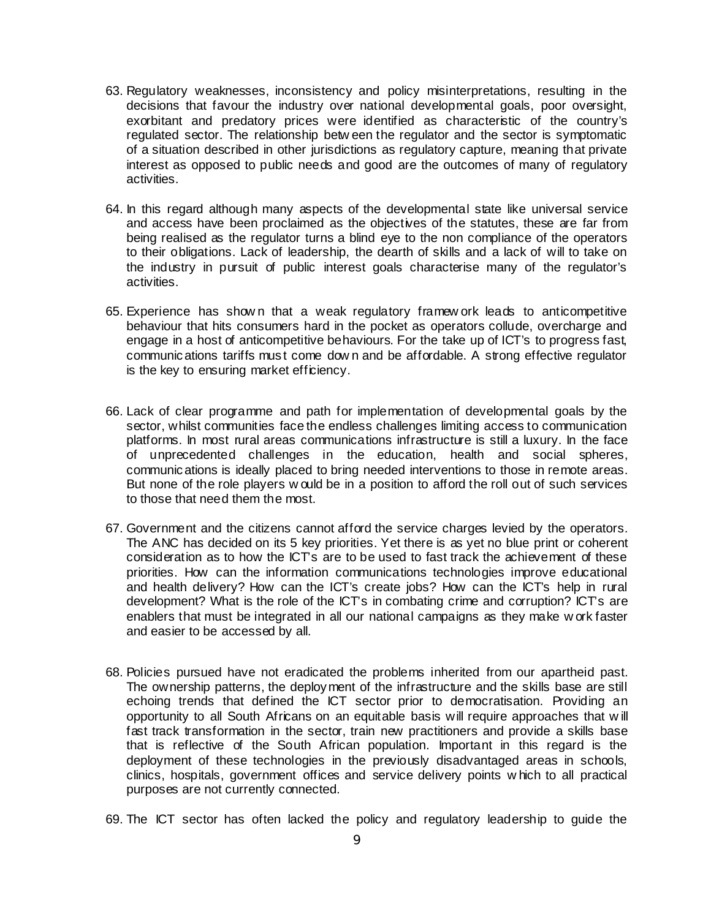63. Regulatory weaknesses, inconsistency and policy misinterpretations, resulting in the decisions that favour the industry over national developmental goals, poor oversight, exorbitant and predatory prices were identified as characteristic of the country's regulated sector. The relationship between the regulator and the sector is symptomatic of a situation described in other jurisdictions as regulatory capture, meaning that private interest as opposed to public needs and good are the outcomes of many of regulatory activities.

64. In this regard although many aspects of the developmental state like universal service and access have been proclaimed as the objectives of the statutes, these are far from being realised as the regulator turns a blind eye to the non compliance of the operators to their obligations. Lack of leadership, the dearth of skills and a lack of will to take on the industry in pursuit of public interest goals characterise many of the regulator's activities.

65. Experience has shown that a weak regulatory framework leads to anticompetitive behaviour that hits consumers hard in the pocket as operators collude, overcharge and engage in a host of anticompetitive behaviours. For the take up of ICT's to progress fast, communications tariffs must come down and be affordable. A strong effective regulator is the key to ensuring market efficiency.

66. Lack of clear programme and path for implementation of developmental goals by the sector, whilst communities face the endless challenges limiting access to communication platforms. In most rural areas communications infrastructure is still a luxury. In the face of unprecedented challenges in the education, health and social spheres, communications is ideally placed to bring needed interventions to those in remote areas. But none of the role players would be in a position to afford the roll out of such services to those that need them the most.

67. Government and the citizens cannot afford the service charges levied by the operators. The ANC has decided on its 5 key priorities. Yet there is as yet no blue print or coherent consideration as to how the ICT's are to be used to fast track the achievement of these priorities. How can the information communications technologies improve educational and health delivery? How can the ICT's create jobs? How can the ICT's help in rural development? What is the role of the ICT's in combating crime and corruption? ICT's are enablers that must be integrated in all our national campaigns as they make work faster and easier to be accessed by all.

68. Policies pursued have not eradicated the problems inherited from our apartheid past. The ownership patterns, the deployment of the infrastructure and the skills base are still echoing trends that defined the ICT sector prior to democratisation. Providing an opportunity to all South Africans on an equitable basis will require approaches that will fast track transformation in the sector, train new practitioners and provide a skills base that is reflective of the South African population. Important in this regard is the deployment of these technologies in the previously disadvantaged areas in schools, clinics, hospitals, government offices and service delivery points which to all practical purposes are not currently connected.

69. The ICT sector has often lacked the policy and regulatory leadership to guide the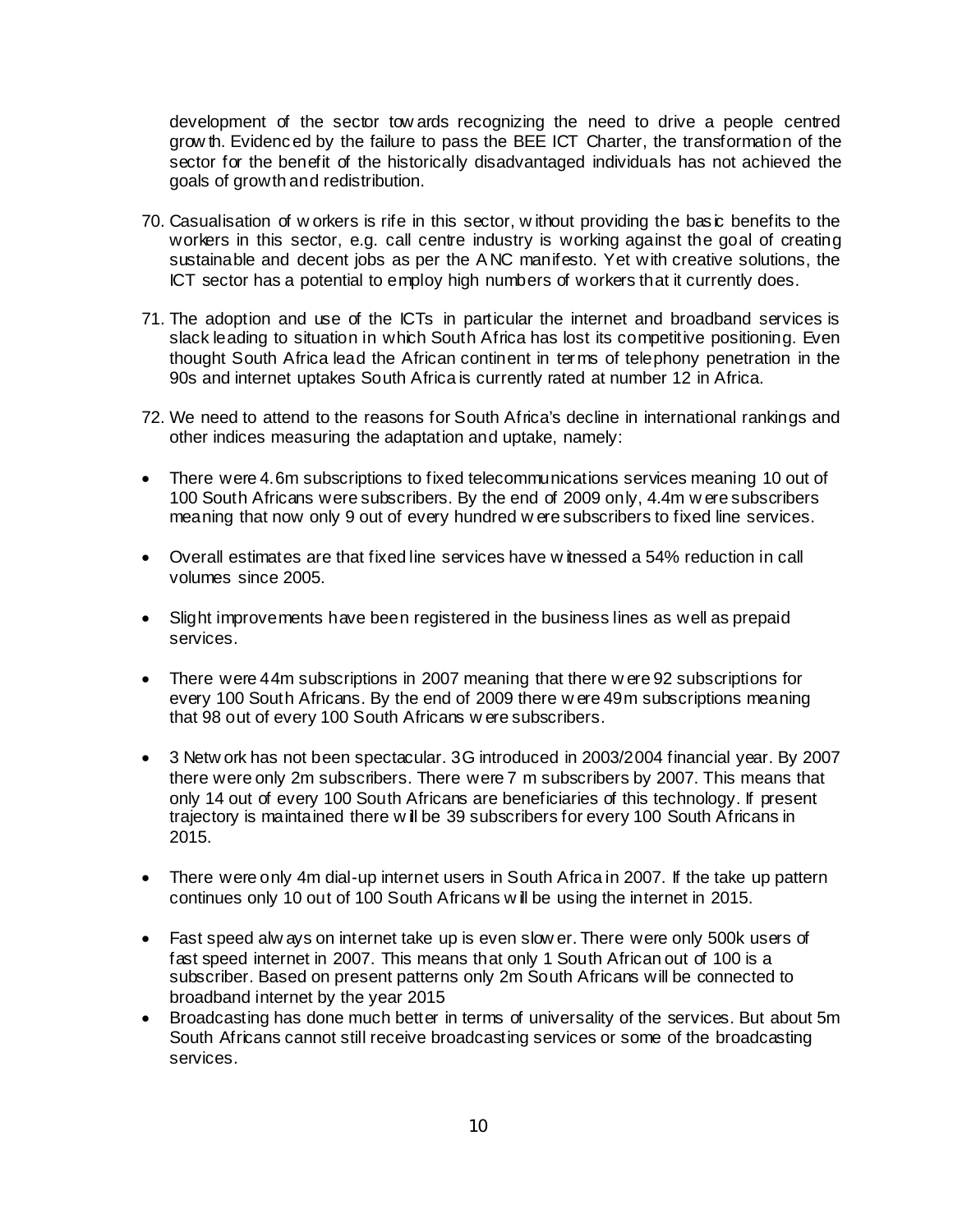development of the sector towards recognizing the need to drive a people centred growth. Evidenced by the failure to pass the BEE ICT Charter, the transformation of the sector for the benefit of the historically disadvantaged individuals has not achieved the goals of growth and redistribution.

70. Casualisation of workers is rife in this sector, without providing the basic benefits to the workers in this sector, e.g. call centre industry is working against the goal of creating sustainable and decent jobs as per the ANC manifesto. Yet with creative solutions, the ICT sector has a potential to employ high numbers of workers that it currently does.

71. The adoption and use of the ICTs in particular the internet and broadband services is slack leading to situation in which South Africa has lost its competitive positioning. Even thought South Africa lead the African continent in terms of telephony penetration in the 90s and internet uptakes South Africa is currently rated at number 12 in Africa.

72. We need to attend to the reasons for South Africa's decline in international rankings and other indices measuring the adaptation and uptake, namely:

- There were 4.6m subscriptions to fixed telecommunications services meaning 10 out of 100 South Africans were subscribers. By the end of 2009 only, 4.4m were subscribers meaning that now only 9 out of every hundred were subscribers to fixed line services.
- Overall estimates are that fixed line services have witnessed a 54% reduction in call volumes since 2005.
- Slight improvements have been registered in the business lines as well as prepaid services.
- There were 44m subscriptions in 2007 meaning that there were 92 subscriptions for every 100 South Africans. By the end of 2009 there were 49m subscriptions meaning that 98 out of every 100 South Africans were subscribers.
- 3 Network has not been spectacular. 3G introduced in 2003/2004 financial year. By 2007 there were only 2m subscribers. There were 7 m subscribers by 2007. This means that only 14 out of every 100 South Africans are beneficiaries of this technology. If present trajectory is maintained there will be 39 subscribers for every 100 South Africans in 2015.
- There were only 4m dial-up internet users in South Africa in 2007. If the take up pattern continues only 10 out of 100 South Africans will be using the internet in 2015.
- Fast speed always on internet take up is even slower. There were only 500k users of fast speed internet in 2007. This means that only 1 South African out of 100 is a subscriber. Based on present patterns only 2m South Africans will be connected to broadband internet by the year 2015
- Broadcasting has done much better in terms of universality of the services. But about 5m South Africans cannot still receive broadcasting services or some of the broadcasting services.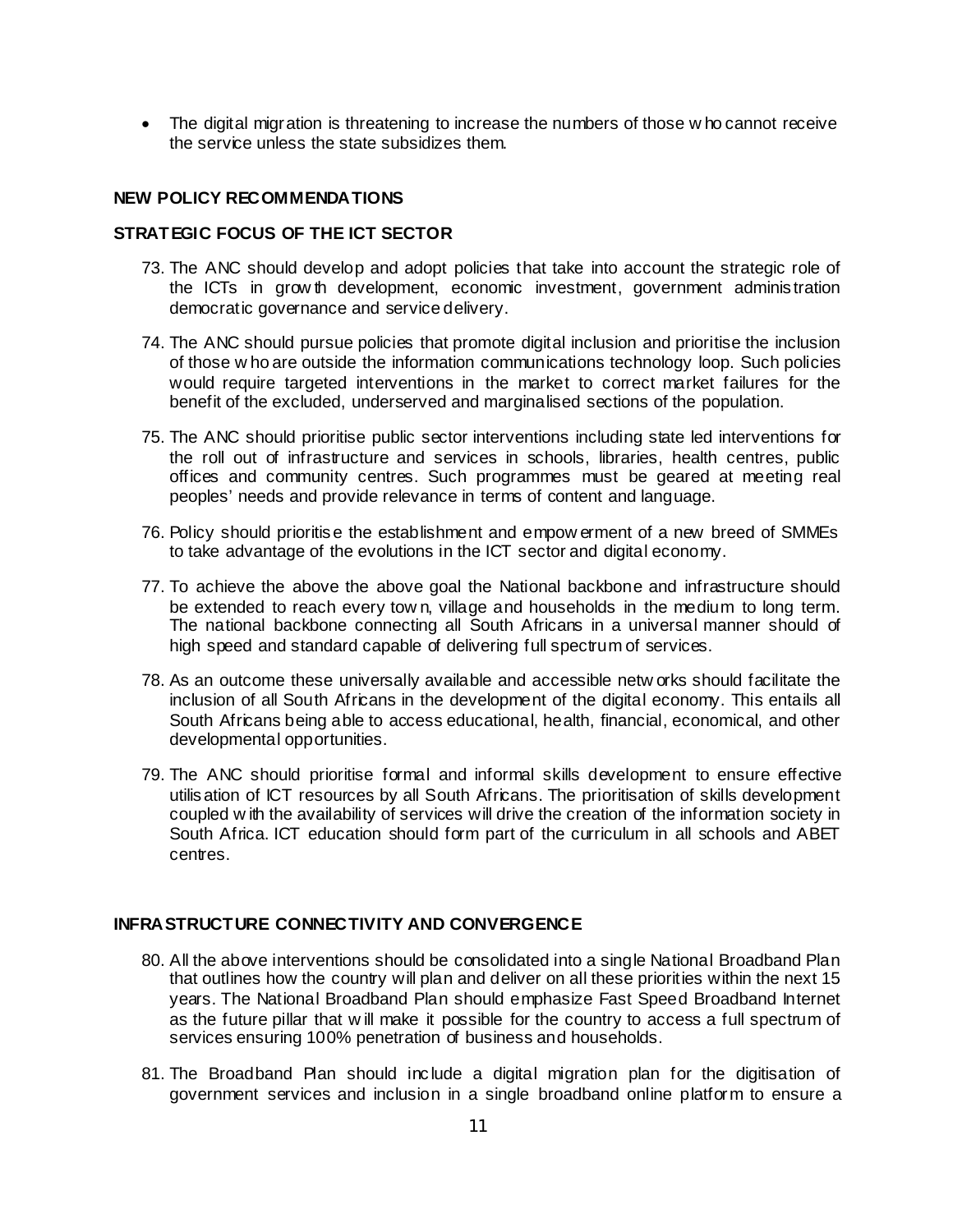- The digital migration is threatening to increase the numbers of those who cannot receive the service unless the state subsidizes them.

## NEW POLICY RECOMMENDATIONS

### STRATEGIC FOCUS OF THE ICT SECTOR

73. The ANC should develop and adopt policies that take into account the strategic role of the ICTs in growth development, economic investment, government administration democratic governance and service delivery.

74. The ANC should pursue policies that promote digital inclusion and prioritise the inclusion of those who are outside the information communications technology loop. Such policies would require targeted interventions in the market to correct market failures for the benefit of the excluded, underserved and marginalised sections of the population.

75. The ANC should prioritise public sector interventions including state led interventions for the roll out of infrastructure and services in schools, libraries, health centres, public offices and community centres. Such programmes must be geared at meeting real peoples' needs and provide relevance in terms of content and language.

76. Policy should prioritise the establishment and empowerment of a new breed of SMMEs to take advantage of the evolutions in the ICT sector and digital economy.

77. To achieve the above the above goal the National backbone and infrastructure should be extended to reach every town, village and households in the medium to long term. The national backbone connecting all South Africans in a universal manner should of high speed and standard capable of delivering full spectrum of services.

78. As an outcome these universally available and accessible networks should facilitate the inclusion of all South Africans in the development of the digital economy. This entails all South Africans being able to access educational, health, financial, economical, and other developmental opportunities.

79. The ANC should prioritise formal and informal skills development to ensure effective utilisation of ICT resources by all South Africans. The prioritisation of skills development coupled with the availability of services will drive the creation of the information society in South Africa. ICT education should form part of the curriculum in all schools and ABET centres.

### INFRASTRUCTURE CONNECTIVITY AND CONVERGENCE

80. All the above interventions should be consolidated into a single National Broadband Plan that outlines how the country will plan and deliver on all these priorities within the next 15 years. The National Broadband Plan should emphasize Fast Speed Broadband Internet as the future pillar that will make it possible for the country to access a full spectrum of services ensuring 100% penetration of business and households.

81. The Broadband Plan should include a digital migration plan for the digitisation of government services and inclusion in a single broadband online platform to ensure a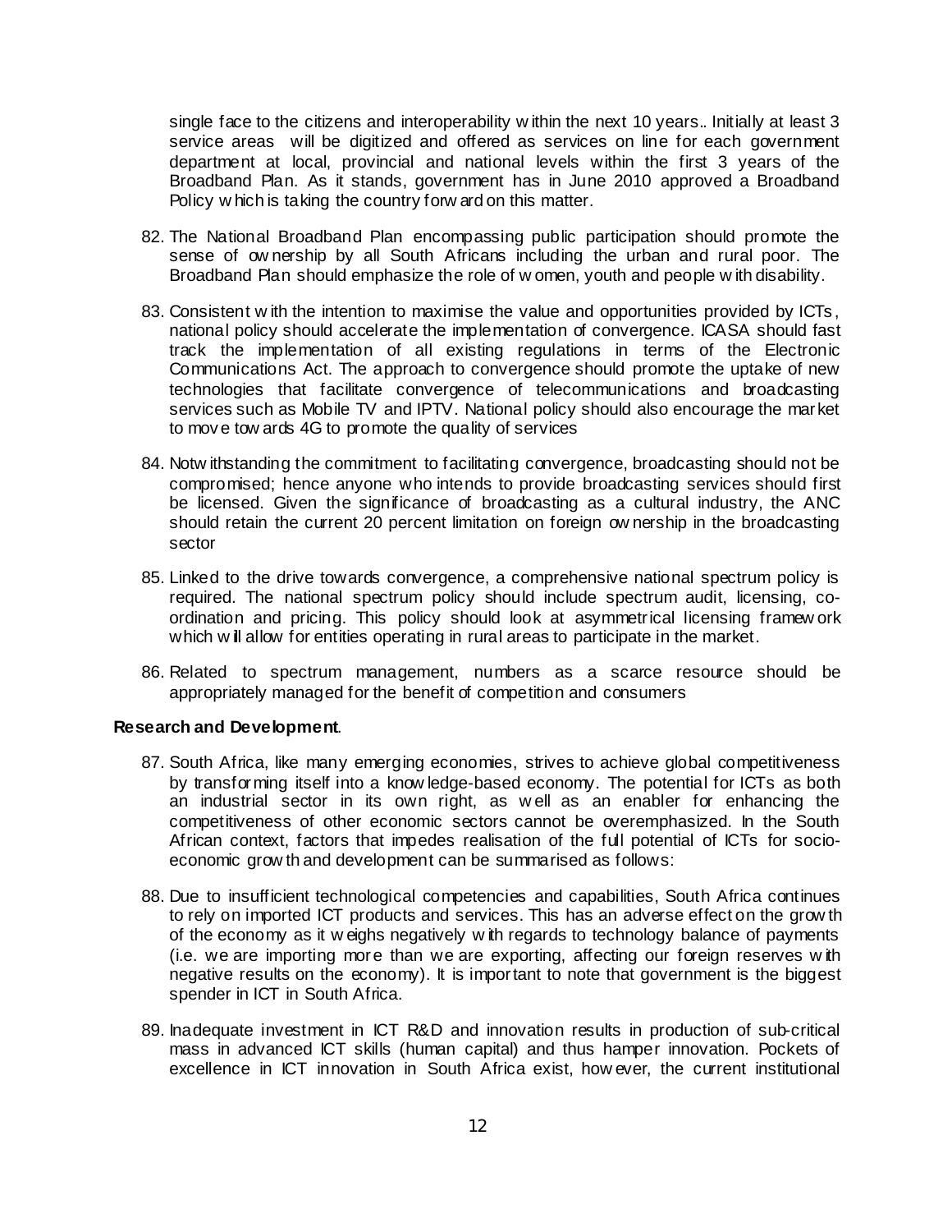single face to the citizens and interoperability within the next 10 years.. Initially at least 3 service areas will be digitized and offered as services on line for each government department at local, provincial and national levels within the first 3 years of the Broadband Plan. As it stands, government has in June 2010 approved a Broadband Policy which is taking the country forward on this matter.

82. The National Broadband Plan encompassing public participation should promote the sense of ownership by all South Africans including the urban and rural poor. The Broadband Plan should emphasize the role of women, youth and people with disability.

83. Consistent with the intention to maximise the value and opportunities provided by ICTs, national policy should accelerate the implementation of convergence. ICASA should fast track the implementation of all existing regulations in terms of the Electronic Communications Act. The approach to convergence should promote the uptake of new technologies that facilitate convergence of telecommunications and broadcasting services such as Mobile TV and IPTV. National policy should also encourage the market to move towards 4G to promote the quality of services

84. Notwithstanding the commitment to facilitating convergence, broadcasting should not be compromised; hence anyone who intends to provide broadcasting services should first be licensed. Given the significance of broadcasting as a cultural industry, the ANC should retain the current 20 percent limitation on foreign ownership in the broadcasting sector

85. Linked to the drive towards convergence, a comprehensive national spectrum policy is required. The national spectrum policy should include spectrum audit, licensing, co-ordination and pricing. This policy should look at asymmetrical licensing framework which will allow for entities operating in rural areas to participate in the market.

86. Related to spectrum management, numbers as a scarce resource should be appropriately managed for the benefit of competition and consumers

**Research and Development**.

87. South Africa, like many emerging economies, strives to achieve global competitiveness by transforming itself into a knowledge-based economy. The potential for ICTs as both an industrial sector in its own right, as well as an enabler for enhancing the competitiveness of other economic sectors cannot be overemphasized. In the South African context, factors that impedes realisation of the full potential of ICTs for socio-economic growth and development can be summarised as follows:

88. Due to insufficient technological competencies and capabilities, South Africa continues to rely on imported ICT products and services. This has an adverse effect on the growth of the economy as it weighs negatively with regards to technology balance of payments (i.e. we are importing more than we are exporting, affecting our foreign reserves with negative results on the economy). It is important to note that government is the biggest spender in ICT in South Africa.

89. Inadequate investment in ICT R&D and innovation results in production of sub-critical mass in advanced ICT skills (human capital) and thus hamper innovation. Pockets of excellence in ICT innovation in South Africa exist, however, the current institutional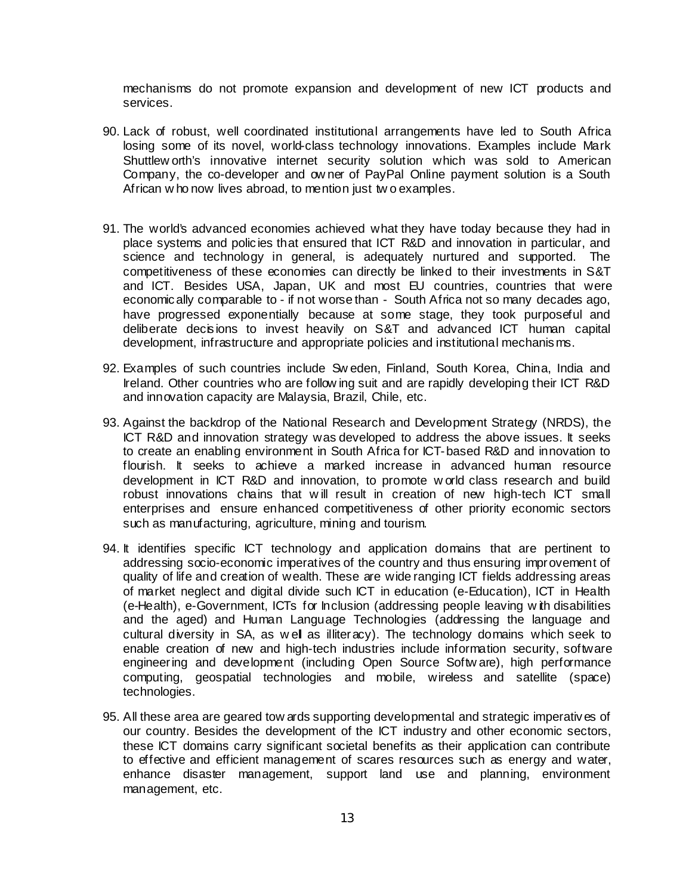mechanisms do not promote expansion and development of new ICT products and services.

90. Lack of robust, well coordinated institutional arrangements have led to South Africa losing some of its novel, world-class technology innovations. Examples include Mark Shuttleworth's innovative internet security solution which was sold to American Company, the co-developer and owner of PayPal Online payment solution is a South African who now lives abroad, to mention just two examples.

91. The world's advanced economies achieved what they have today because they had in place systems and policies that ensured that ICT R&D and innovation in particular, and science and technology in general, is adequately nurtured and supported. The competitiveness of these economies can directly be linked to their investments in S&T and ICT. Besides USA, Japan, UK and most EU countries, countries that were economically comparable to - if not worse than - South Africa not so many decades ago, have progressed exponentially because at some stage, they took purposeful and deliberate decisions to invest heavily on S&T and advanced ICT human capital development, infrastructure and appropriate policies and institutional mechanisms.

92. Examples of such countries include Sweden, Finland, South Korea, China, India and Ireland. Other countries who are following suit and are rapidly developing their ICT R&D and innovation capacity are Malaysia, Brazil, Chile, etc.

93. Against the backdrop of the National Research and Development Strategy (NRDS), the ICT R&D and innovation strategy was developed to address the above issues. It seeks to create an enabling environment in South Africa for ICT-based R&D and innovation to flourish. It seeks to achieve a marked increase in advanced human resource development in ICT R&D and innovation, to promote world class research and build robust innovations chains that will result in creation of new high-tech ICT small enterprises and ensure enhanced competitiveness of other priority economic sectors such as manufacturing, agriculture, mining and tourism.

94. It identifies specific ICT technology and application domains that are pertinent to addressing socio-economic imperatives of the country and thus ensuring improvement of quality of life and creation of wealth. These are wide ranging ICT fields addressing areas of market neglect and digital divide such ICT in education (e-Education), ICT in Health (e-Health), e-Government, ICTs for Inclusion (addressing people leaving with disabilities and the aged) and Human Language Technologies (addressing the language and cultural diversity in SA, as well as illiteracy). The technology domains which seek to enable creation of new and high-tech industries include information security, software engineering and development (including Open Source Software), high performance computing, geospatial technologies and mobile, wireless and satellite (space) technologies.

95. All these area are geared towards supporting developmental and strategic imperatives of our country. Besides the development of the ICT industry and other economic sectors, these ICT domains carry significant societal benefits as their application can contribute to effective and efficient management of scares resources such as energy and water, enhance disaster management, support land use and planning, environment management, etc.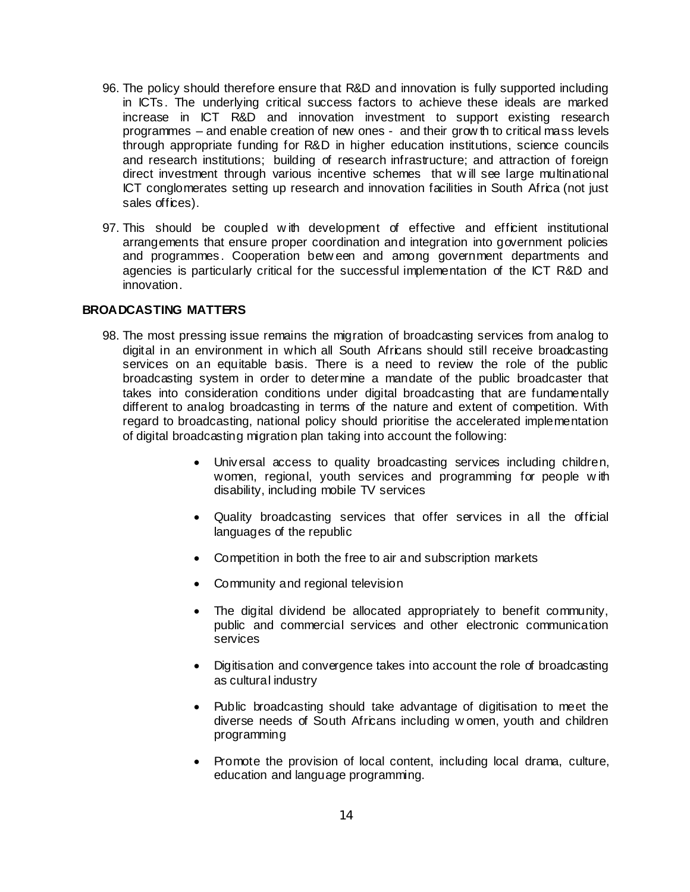96. The policy should therefore ensure that R&D and innovation is fully supported including in ICTs. The underlying critical success factors to achieve these ideals are marked increase in ICT R&D and innovation investment to support existing research programmes – and enable creation of new ones - and their growth to critical mass levels through appropriate funding for R&D in higher education institutions, science councils and research institutions; building of research infrastructure; and attraction of foreign direct investment through various incentive schemes that will see large multinational ICT conglomerates setting up research and innovation facilities in South Africa (not just sales offices).

97. This should be coupled with development of effective and efficient institutional arrangements that ensure proper coordination and integration into government policies and programmes. Cooperation between and among government departments and agencies is particularly critical for the successful implementation of the ICT R&D and innovation.

**BROADCASTING MATTERS**

98. The most pressing issue remains the migration of broadcasting services from analog to digital in an environment in which all South Africans should still receive broadcasting services on an equitable basis. There is a need to review the role of the public broadcasting system in order to determine a mandate of the public broadcaster that takes into consideration conditions under digital broadcasting that are fundamentally different to analog broadcasting in terms of the nature and extent of competition. With regard to broadcasting, national policy should prioritise the accelerated implementation of digital broadcasting migration plan taking into account the following:

    - Universal access to quality broadcasting services including children, women, regional, youth services and programming for people with disability, including mobile TV services
    - Quality broadcasting services that offer services in all the official languages of the republic
    - Competition in both the free to air and subscription markets
    - Community and regional television
    - The digital dividend be allocated appropriately to benefit community, public and commercial services and other electronic communication services
    - Digitisation and convergence takes into account the role of broadcasting as cultural industry
    - Public broadcasting should take advantage of digitisation to meet the diverse needs of South Africans including women, youth and children programming
    - Promote the provision of local content, including local drama, culture, education and language programming.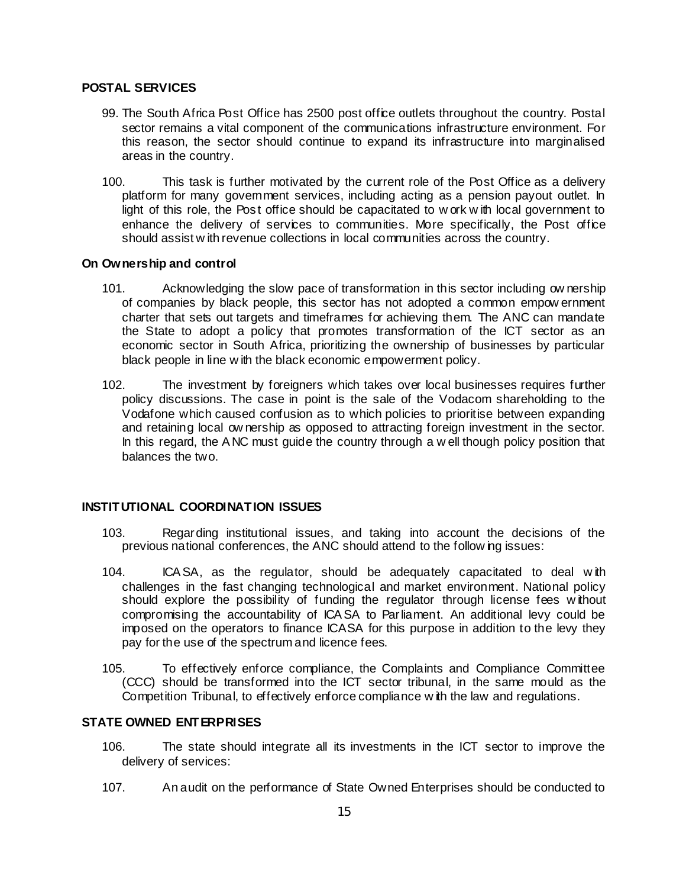**POSTAL SERVICES**

99. The South Africa Post Office has 2500 post office outlets throughout the country. Postal sector remains a vital component of the communications infrastructure environment. For this reason, the sector should continue to expand its infrastructure into marginalised areas in the country.

100. This task is further motivated by the current role of the Post Office as a delivery platform for many government services, including acting as a pension payout outlet. In light of this role, the Post office should be capacitated to work with local government to enhance the delivery of services to communities. More specifically, the Post office should assist with revenue collections in local communities across the country.

**On Ownership and control**

101. Acknowledging the slow pace of transformation in this sector including ownership of companies by black people, this sector has not adopted a common empowerment charter that sets out targets and timeframes for achieving them. The ANC can mandate the State to adopt a policy that promotes transformation of the ICT sector as an economic sector in South Africa, prioritizing the ownership of businesses by particular black people in line with the black economic empowerment policy.

102. The investment by foreigners which takes over local businesses requires further policy discussions. The case in point is the sale of the Vodacom shareholding to the Vodafone which caused confusion as to which policies to prioritise between expanding and retaining local ownership as opposed to attracting foreign investment in the sector. In this regard, the ANC must guide the country through a well though policy position that balances the two.

**INSTITUTIONAL COORDINATION ISSUES**

103. Regarding institutional issues, and taking into account the decisions of the previous national conferences, the ANC should attend to the following issues:

104. ICASA, as the regulator, should be adequately capacitated to deal with challenges in the fast changing technological and market environment. National policy should explore the possibility of funding the regulator through license fees without compromising the accountability of ICASA to Parliament. An additional levy could be imposed on the operators to finance ICASA for this purpose in addition to the levy they pay for the use of the spectrum and licence fees.

105. To effectively enforce compliance, the Complaints and Compliance Committee (CCC) should be transformed into the ICT sector tribunal, in the same mould as the Competition Tribunal, to effectively enforce compliance with the law and regulations.

**STATE OWNED ENTERPRISES**

106. The state should integrate all its investments in the ICT sector to improve the delivery of services:

107. An audit on the performance of State Owned Enterprises should be conducted to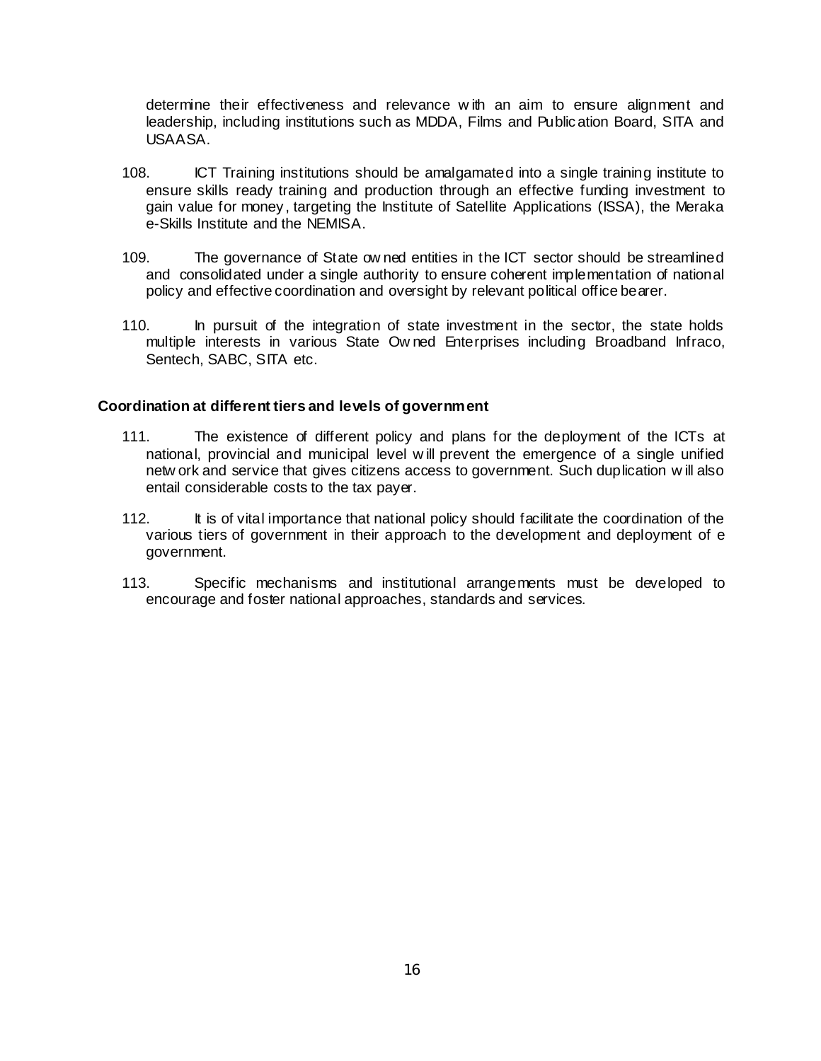determine their effectiveness and relevance with an aim to ensure alignment and leadership, including institutions such as MDDA, Films and Publication Board, SITA and USAASA.

108. ICT Training institutions should be amalgamated into a single training institute to ensure skills ready training and production through an effective funding investment to gain value for money, targeting the Institute of Satellite Applications (ISSA), the Meraka e-Skills Institute and the NEMISA.

109. The governance of State owned entities in the ICT sector should be streamlined and consolidated under a single authority to ensure coherent implementation of national policy and effective coordination and oversight by relevant political office bearer.

110. In pursuit of the integration of state investment in the sector, the state holds multiple interests in various State Owned Enterprises including Broadband Infraco, Sentech, SABC, SITA etc.

**Coordination at different tiers and levels of government**

111. The existence of different policy and plans for the deployment of the ICTs at national, provincial and municipal level will prevent the emergence of a single unified network and service that gives citizens access to government. Such duplication will also entail considerable costs to the tax payer.

112. It is of vital importance that national policy should facilitate the coordination of the various tiers of government in their approach to the development and deployment of e government.

113. Specific mechanisms and institutional arrangements must be developed to encourage and foster national approaches, standards and services.